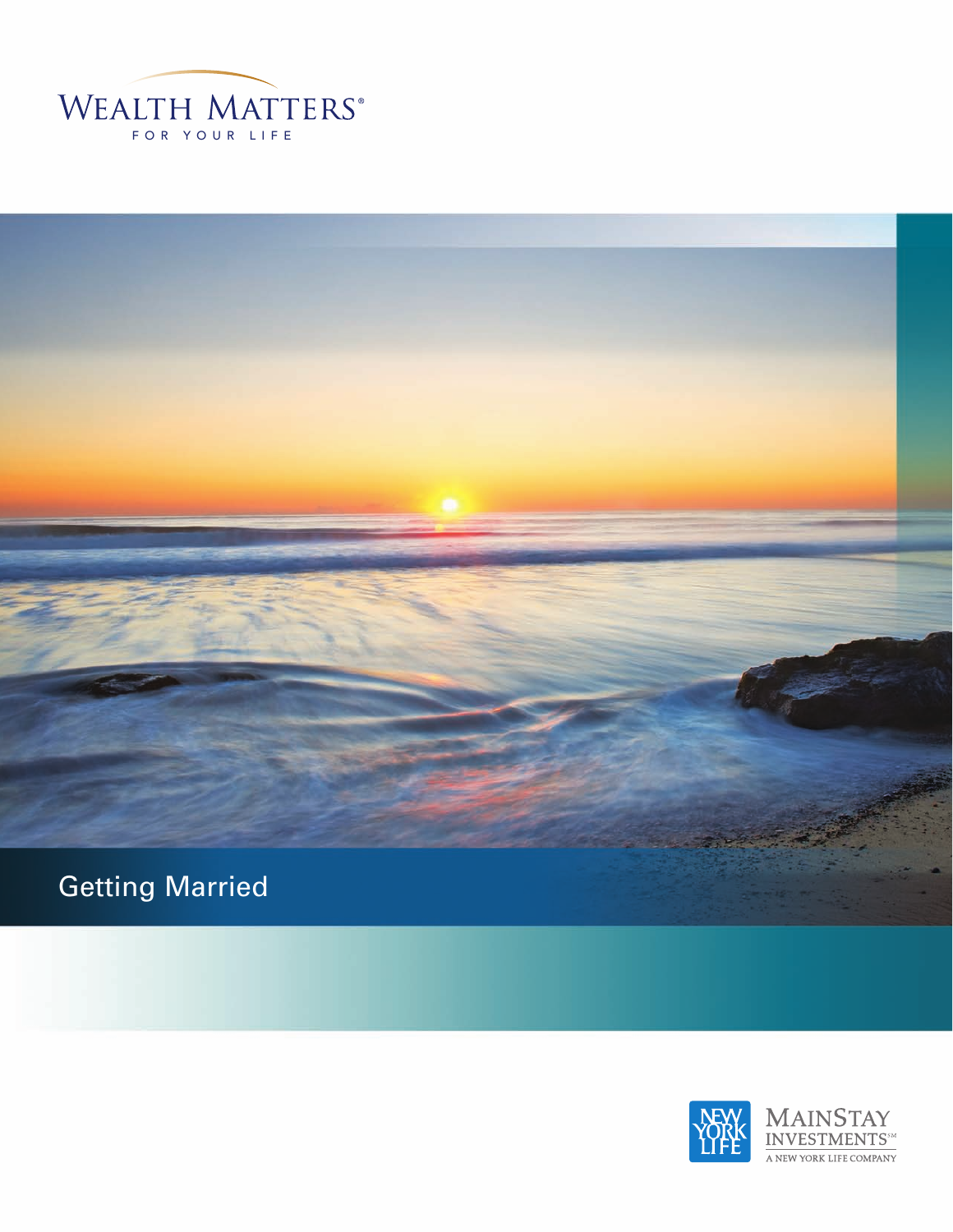WEALTH MATTERS®

FOR YOUR LIFE

# Getting Married

NEW YORK LIFE

MAINSTAY INVESTMENTS℠

A NEW YORK LIFE COMPANY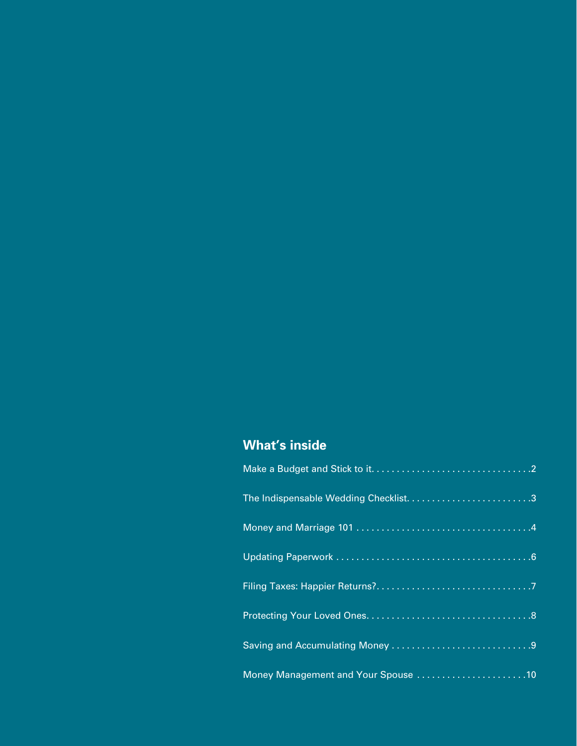## What's inside

Make a Budget and Stick to it . . . . . . . . . . . . . . . . . . . . . . . . . . . . . . . . 2

The Indispensable Wedding Checklist . . . . . . . . . . . . . . . . . . . . . . . . . 3

Money and Marriage 101 . . . . . . . . . . . . . . . . . . . . . . . . . . . . . . . . . . 4

Updating Paperwork . . . . . . . . . . . . . . . . . . . . . . . . . . . . . . . . . . . . . . 6

Filing Taxes: Happier Returns? . . . . . . . . . . . . . . . . . . . . . . . . . . . . . . 7

Protecting Your Loved Ones . . . . . . . . . . . . . . . . . . . . . . . . . . . . . . . . 8

Saving and Accumulating Money . . . . . . . . . . . . . . . . . . . . . . . . . . . . 9

Money Management and Your Spouse . . . . . . . . . . . . . . . . . . . . . . 10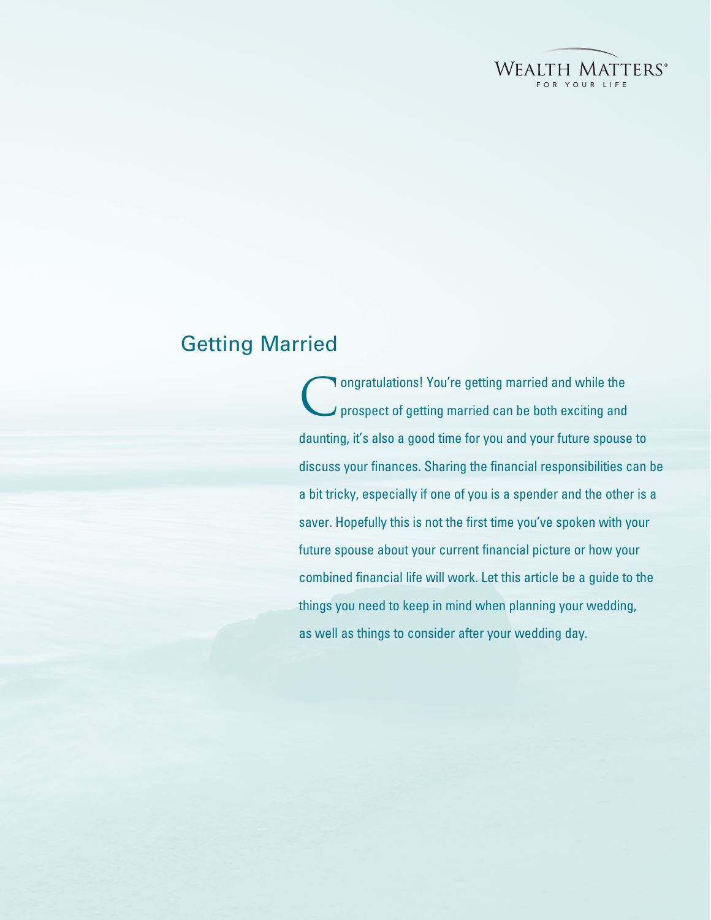# Getting Married

Congratulations! You're getting married and while the prospect of getting married can be both exciting and daunting, it's also a good time for you and your future spouse to discuss your finances. Sharing the financial responsibilities can be a bit tricky, especially if one of you is a spender and the other is a saver. Hopefully this is not the first time you've spoken with your future spouse about your current financial picture or how your combined financial life will work. Let this article be a guide to the things you need to keep in mind when planning your wedding, as well as things to consider after your wedding day.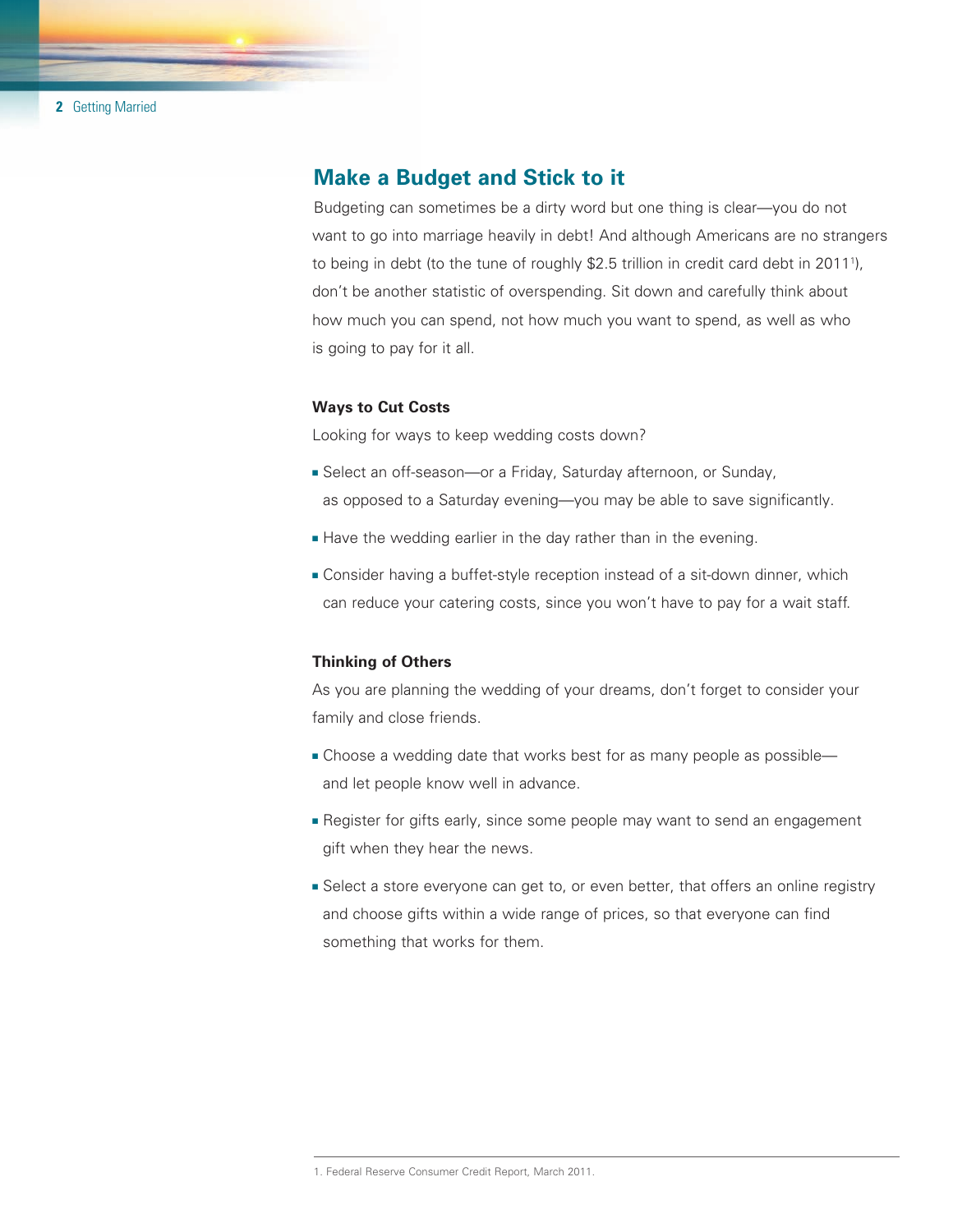## Make a Budget and Stick to it

Budgeting can sometimes be a dirty word but one thing is clear—you do not want to go into marriage heavily in debt! And although Americans are no strangers to being in debt (to the tune of roughly $2.5 trillion in credit card debt in 2011[1]), don't be another statistic of overspending. Sit down and carefully think about how much you can spend, not how much you want to spend, as well as who is going to pay for it all.

### Ways to Cut Costs

Looking for ways to keep wedding costs down?

- Select an off-season—or a Friday, Saturday afternoon, or Sunday, as opposed to a Saturday evening—you may be able to save significantly.
- Have the wedding earlier in the day rather than in the evening.
- Consider having a buffet-style reception instead of a sit-down dinner, which can reduce your catering costs, since you won't have to pay for a wait staff.

### Thinking of Others

As you are planning the wedding of your dreams, don't forget to consider your family and close friends.

- Choose a wedding date that works best for as many people as possible—and let people know well in advance.
- Register for gifts early, since some people may want to send an engagement gift when they hear the news.
- Select a store everyone can get to, or even better, that offers an online registry and choose gifts within a wide range of prices, so that everyone can find something that works for them.

---

1. Federal Reserve Consumer Credit Report, March 2011.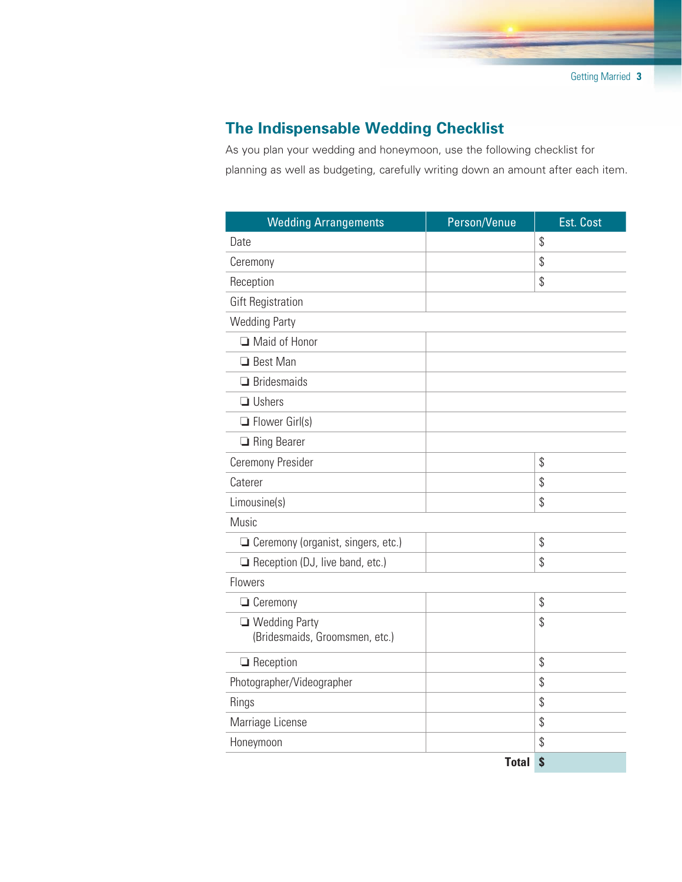## The Indispensable Wedding Checklist

As you plan your wedding and honeymoon, use the following checklist for planning as well as budgeting, carefully writing down an amount after each item.

| Wedding Arrangements | Person/Venue | Est. Cost |
|---|---|---|
| Date | | $ |
| Ceremony | | $ |
| Reception | | $ |
| Gift Registration | | |
| Wedding Party | | |
| ❑ Maid of Honor | | |
| ❑ Best Man | | |
| ❑ Bridesmaids | | |
| ❑ Ushers | | |
| ❑ Flower Girl(s) | | |
| ❑ Ring Bearer | | |
| Ceremony Presider | | $ |
| Caterer | | $ |
| Limousine(s) | | $ |
| Music | | |
| ❑ Ceremony (organist, singers, etc.) | | $ |
| ❑ Reception (DJ, live band, etc.) | | $ |
| Flowers | | |
| ❑ Ceremony | | $ |
| ❑ Wedding Party (Bridesmaids, Groomsmen, etc.) | | $ |
| ❑ Reception | | $ |
| Photographer/Videographer | | $ |
| Rings | | $ |
| Marriage License | | $ |
| Honeymoon | | $ |
| | **Total** | **$** |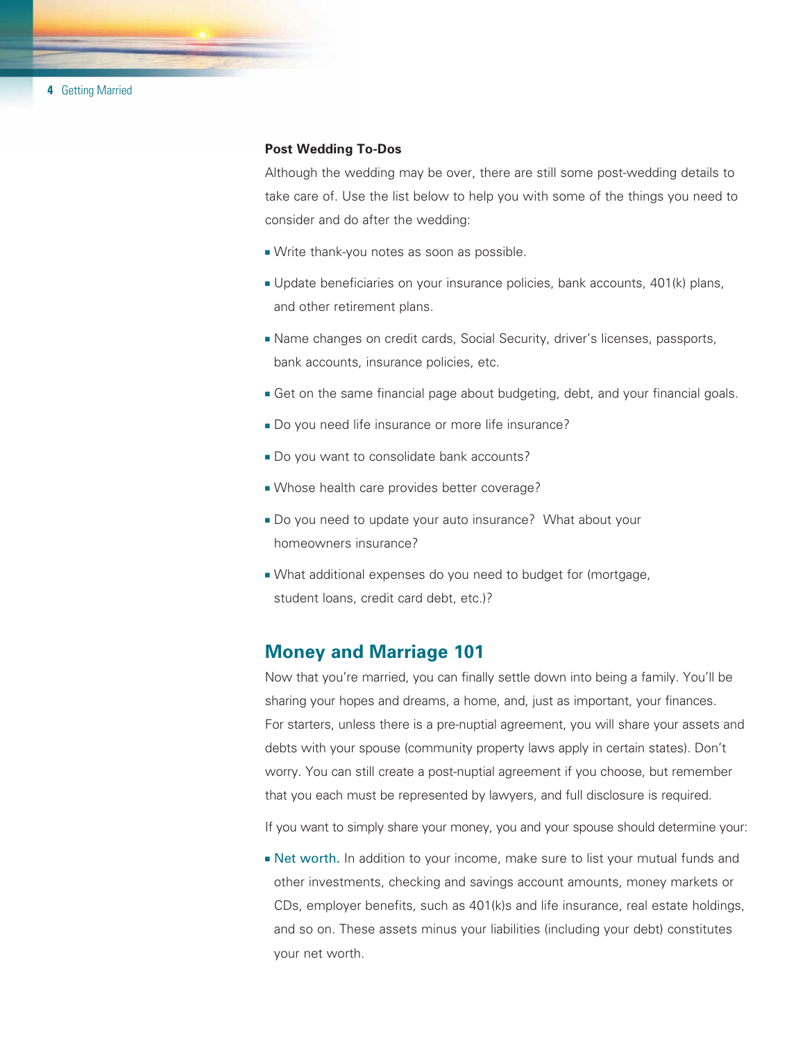**Post Wedding To-Dos**

Although the wedding may be over, there are still some post-wedding details to take care of. Use the list below to help you with some of the things you need to consider and do after the wedding:

- Write thank-you notes as soon as possible.
- Update beneficiaries on your insurance policies, bank accounts, 401(k) plans, and other retirement plans.
- Name changes on credit cards, Social Security, driver's licenses, passports, bank accounts, insurance policies, etc.
- Get on the same financial page about budgeting, debt, and your financial goals.
- Do you need life insurance or more life insurance?
- Do you want to consolidate bank accounts?
- Whose health care provides better coverage?
- Do you need to update your auto insurance? What about your homeowners insurance?
- What additional expenses do you need to budget for (mortgage, student loans, credit card debt, etc.)?

## Money and Marriage 101

Now that you're married, you can finally settle down into being a family. You'll be sharing your hopes and dreams, a home, and, just as important, your finances. For starters, unless there is a pre-nuptial agreement, you will share your assets and debts with your spouse (community property laws apply in certain states). Don't worry. You can still create a post-nuptial agreement if you choose, but remember that you each must be represented by lawyers, and full disclosure is required.

If you want to simply share your money, you and your spouse should determine your:

- **Net worth.** In addition to your income, make sure to list your mutual funds and other investments, checking and savings account amounts, money markets or CDs, employer benefits, such as 401(k)s and life insurance, real estate holdings, and so on. These assets minus your liabilities (including your debt) constitutes your net worth.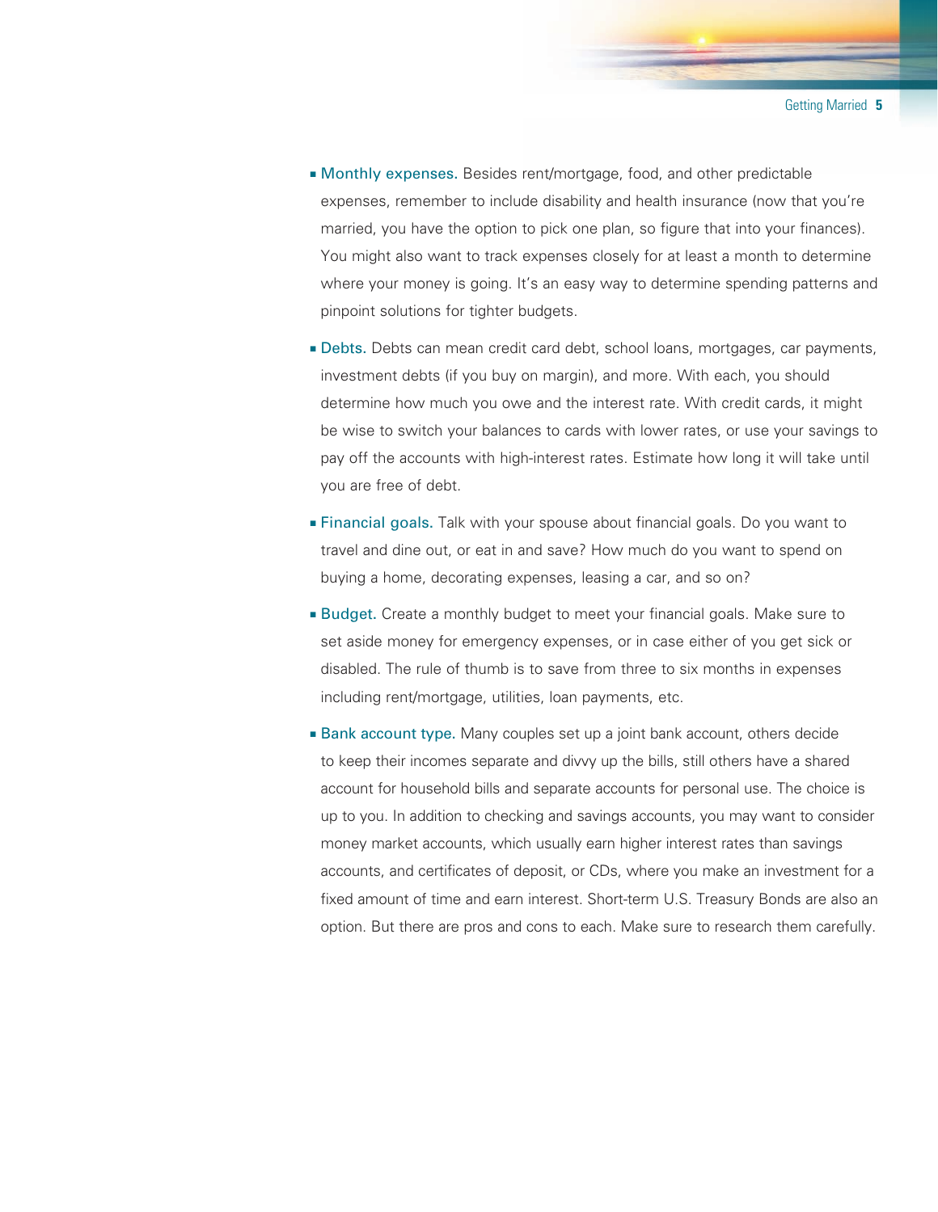- **Monthly expenses.** Besides rent/mortgage, food, and other predictable expenses, remember to include disability and health insurance (now that you're married, you have the option to pick one plan, so figure that into your finances). You might also want to track expenses closely for at least a month to determine where your money is going. It's an easy way to determine spending patterns and pinpoint solutions for tighter budgets.

- **Debts.** Debts can mean credit card debt, school loans, mortgages, car payments, investment debts (if you buy on margin), and more. With each, you should determine how much you owe and the interest rate. With credit cards, it might be wise to switch your balances to cards with lower rates, or use your savings to pay off the accounts with high-interest rates. Estimate how long it will take until you are free of debt.

- **Financial goals.** Talk with your spouse about financial goals. Do you want to travel and dine out, or eat in and save? How much do you want to spend on buying a home, decorating expenses, leasing a car, and so on?

- **Budget.** Create a monthly budget to meet your financial goals. Make sure to set aside money for emergency expenses, or in case either of you get sick or disabled. The rule of thumb is to save from three to six months in expenses including rent/mortgage, utilities, loan payments, etc.

- **Bank account type.** Many couples set up a joint bank account, others decide to keep their incomes separate and divvy up the bills, still others have a shared account for household bills and separate accounts for personal use. The choice is up to you. In addition to checking and savings accounts, you may want to consider money market accounts, which usually earn higher interest rates than savings accounts, and certificates of deposit, or CDs, where you make an investment for a fixed amount of time and earn interest. Short-term U.S. Treasury Bonds are also an option. But there are pros and cons to each. Make sure to research them carefully.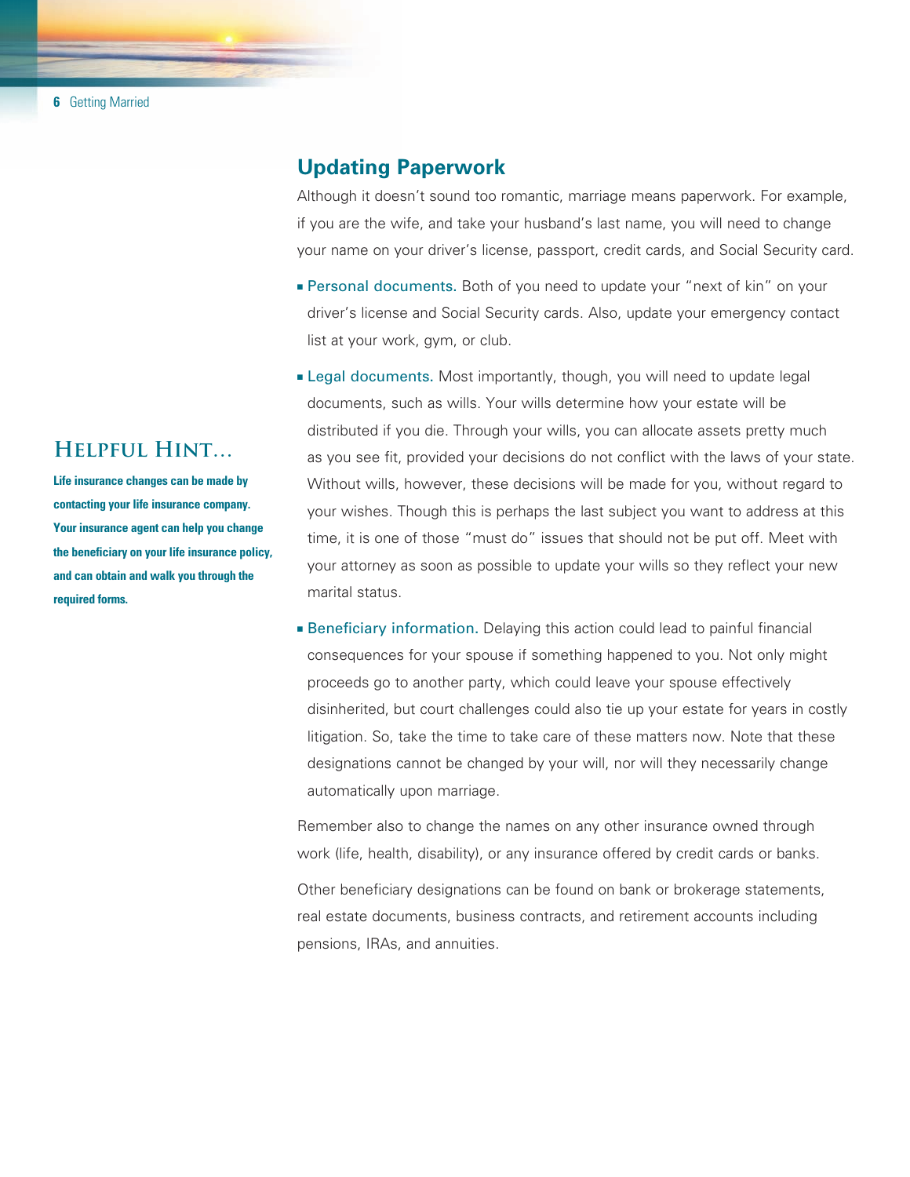## Updating Paperwork

Although it doesn't sound too romantic, marriage means paperwork. For example, if you are the wife, and take your husband's last name, you will need to change your name on your driver's license, passport, credit cards, and Social Security card.

- Personal documents. Both of you need to update your "next of kin" on your driver's license and Social Security cards. Also, update your emergency contact list at your work, gym, or club.
- Legal documents. Most importantly, though, you will need to update legal documents, such as wills. Your wills determine how your estate will be distributed if you die. Through your wills, you can allocate assets pretty much as you see fit, provided your decisions do not conflict with the laws of your state. Without wills, however, these decisions will be made for you, without regard to your wishes. Though this is perhaps the last subject you want to address at this time, it is one of those "must do" issues that should not be put off. Meet with your attorney as soon as possible to update your wills so they reflect your new marital status.
- Beneficiary information. Delaying this action could lead to painful financial consequences for your spouse if something happened to you. Not only might proceeds go to another party, which could leave your spouse effectively disinherited, but court challenges could also tie up your estate for years in costly litigation. So, take the time to take care of these matters now. Note that these designations cannot be changed by your will, nor will they necessarily change automatically upon marriage.

Remember also to change the names on any other insurance owned through work (life, health, disability), or any insurance offered by credit cards or banks.

Other beneficiary designations can be found on bank or brokerage statements, real estate documents, business contracts, and retirement accounts including pensions, IRAs, and annuities.

### Helpful Hint...

**Life insurance changes can be made by contacting your life insurance company. Your insurance agent can help you change the beneficiary on your life insurance policy, and can obtain and walk you through the required forms.**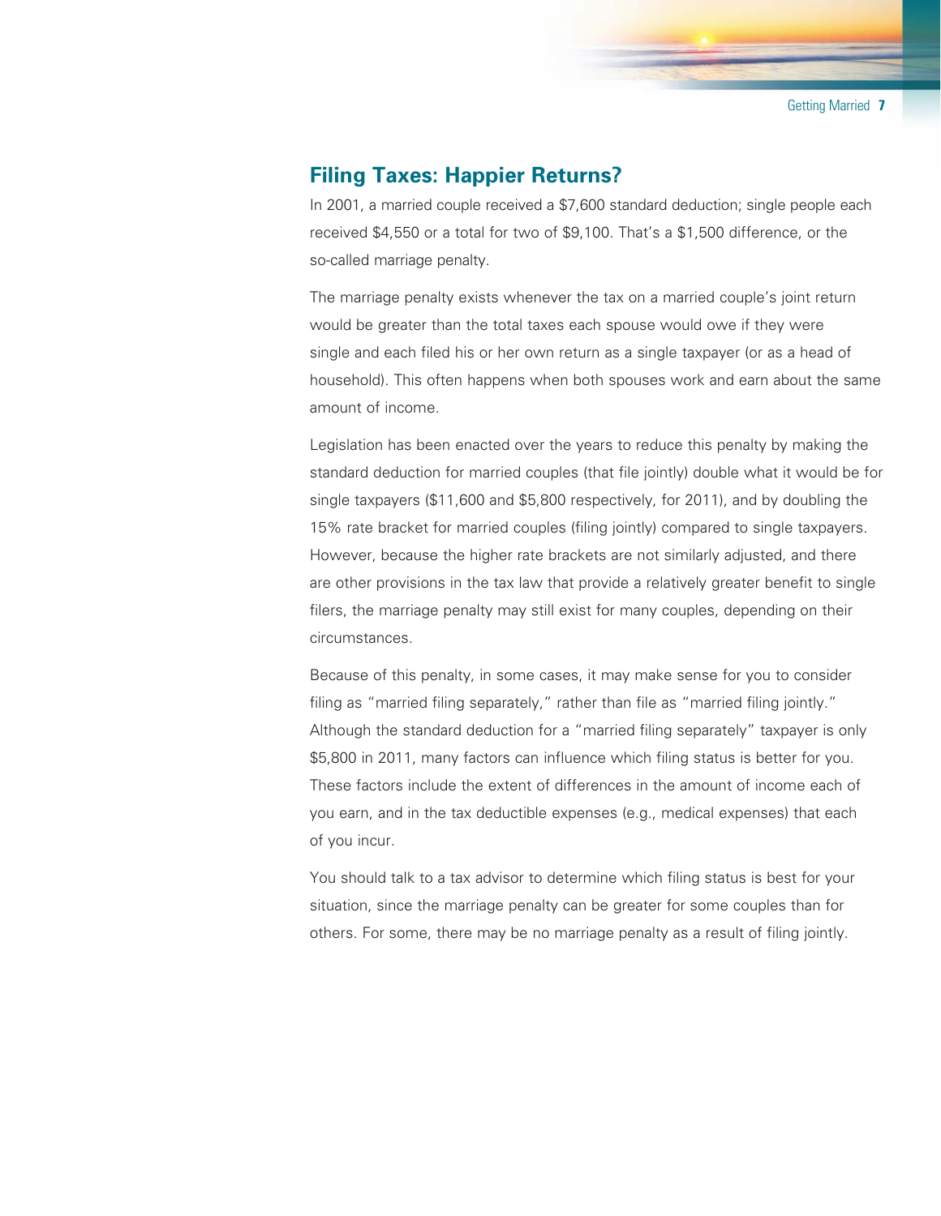## Filing Taxes: Happier Returns?

In 2001, a married couple received a $7,600 standard deduction; single people each received $4,550 or a total for two of $9,100. That's a $1,500 difference, or the so-called marriage penalty.

The marriage penalty exists whenever the tax on a married couple's joint return would be greater than the total taxes each spouse would owe if they were single and each filed his or her own return as a single taxpayer (or as a head of household). This often happens when both spouses work and earn about the same amount of income.

Legislation has been enacted over the years to reduce this penalty by making the standard deduction for married couples (that file jointly) double what it would be for single taxpayers ($11,600 and $5,800 respectively, for 2011), and by doubling the 15% rate bracket for married couples (filing jointly) compared to single taxpayers. However, because the higher rate brackets are not similarly adjusted, and there are other provisions in the tax law that provide a relatively greater benefit to single filers, the marriage penalty may still exist for many couples, depending on their circumstances.

Because of this penalty, in some cases, it may make sense for you to consider filing as "married filing separately," rather than file as "married filing jointly." Although the standard deduction for a "married filing separately" taxpayer is only $5,800 in 2011, many factors can influence which filing status is better for you. These factors include the extent of differences in the amount of income each of you earn, and in the tax deductible expenses (e.g., medical expenses) that each of you incur.

You should talk to a tax advisor to determine which filing status is best for your situation, since the marriage penalty can be greater for some couples than for others. For some, there may be no marriage penalty as a result of filing jointly.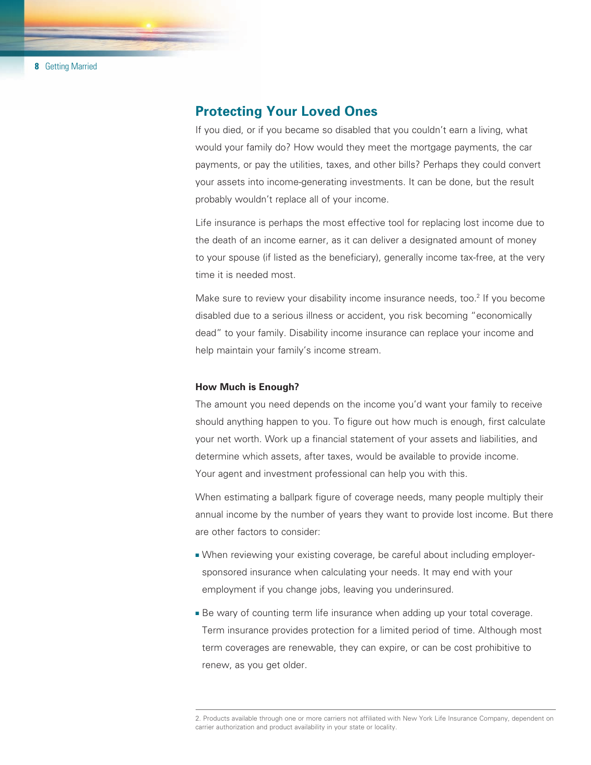## Protecting Your Loved Ones

If you died, or if you became so disabled that you couldn't earn a living, what would your family do? How would they meet the mortgage payments, the car payments, or pay the utilities, taxes, and other bills? Perhaps they could convert your assets into income-generating investments. It can be done, but the result probably wouldn't replace all of your income.

Life insurance is perhaps the most effective tool for replacing lost income due to the death of an income earner, as it can deliver a designated amount of money to your spouse (if listed as the beneficiary), generally income tax-free, at the very time it is needed most.

Make sure to review your disability income insurance needs, too.[2] If you become disabled due to a serious illness or accident, you risk becoming "economically dead" to your family. Disability income insurance can replace your income and help maintain your family's income stream.

### How Much is Enough?

The amount you need depends on the income you'd want your family to receive should anything happen to you. To figure out how much is enough, first calculate your net worth. Work up a financial statement of your assets and liabilities, and determine which assets, after taxes, would be available to provide income. Your agent and investment professional can help you with this.

When estimating a ballpark figure of coverage needs, many people multiply their annual income by the number of years they want to provide lost income. But there are other factors to consider:

- When reviewing your existing coverage, be careful about including employer-sponsored insurance when calculating your needs. It may end with your employment if you change jobs, leaving you underinsured.
- Be wary of counting term life insurance when adding up your total coverage. Term insurance provides protection for a limited period of time. Although most term coverages are renewable, they can expire, or can be cost prohibitive to renew, as you get older.

---

2. Products available through one or more carriers not affiliated with New York Life Insurance Company, dependent on carrier authorization and product availability in your state or locality.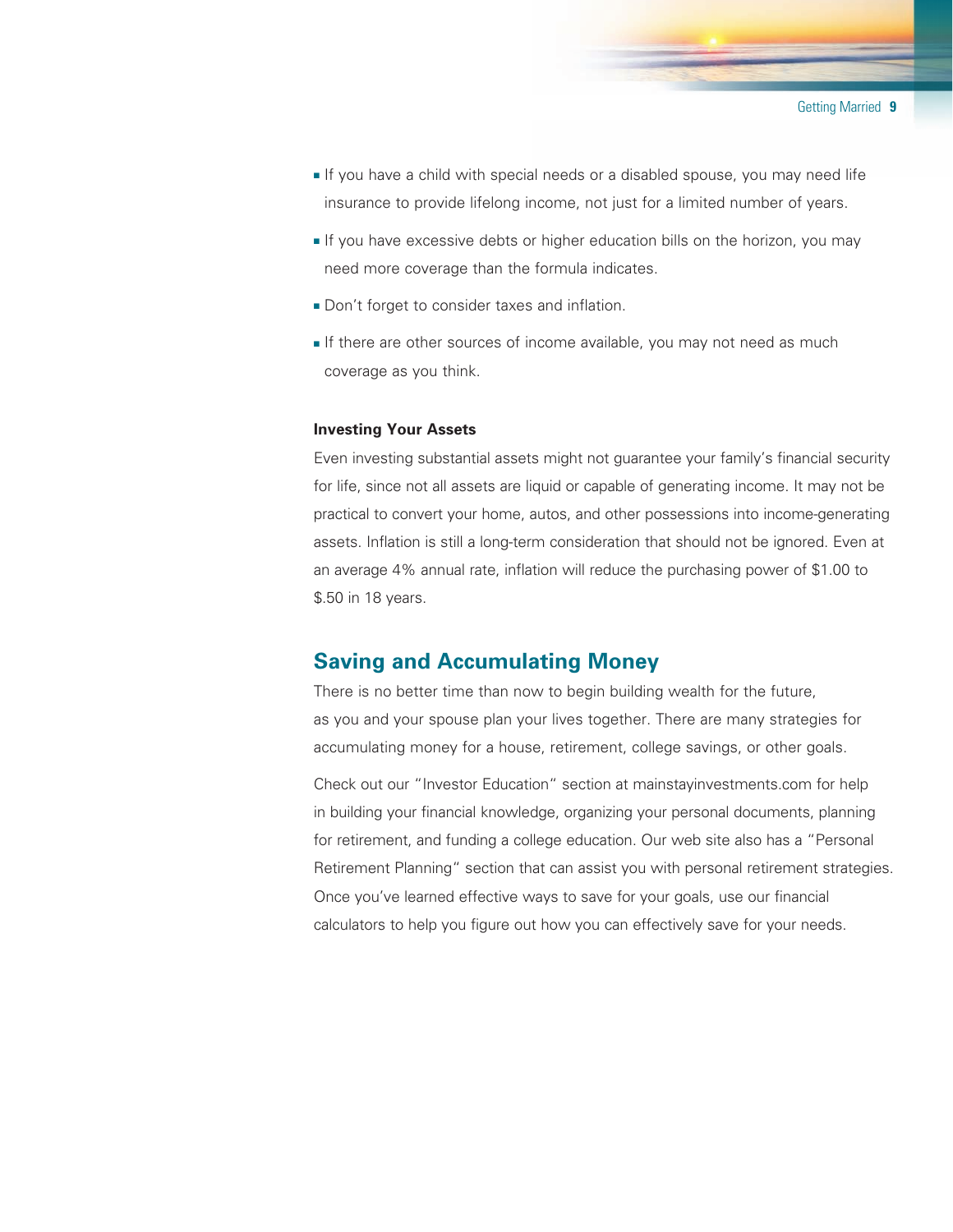- If you have a child with special needs or a disabled spouse, you may need life insurance to provide lifelong income, not just for a limited number of years.
- If you have excessive debts or higher education bills on the horizon, you may need more coverage than the formula indicates.
- Don't forget to consider taxes and inflation.
- If there are other sources of income available, you may not need as much coverage as you think.

**Investing Your Assets**

Even investing substantial assets might not guarantee your family's financial security for life, since not all assets are liquid or capable of generating income. It may not be practical to convert your home, autos, and other possessions into income-generating assets. Inflation is still a long-term consideration that should not be ignored. Even at an average 4% annual rate, inflation will reduce the purchasing power of $1.00 to $.50 in 18 years.

## Saving and Accumulating Money

There is no better time than now to begin building wealth for the future, as you and your spouse plan your lives together. There are many strategies for accumulating money for a house, retirement, college savings, or other goals.

Check out our "Investor Education" section at mainstayinvestments.com for help in building your financial knowledge, organizing your personal documents, planning for retirement, and funding a college education. Our web site also has a "Personal Retirement Planning" section that can assist you with personal retirement strategies. Once you've learned effective ways to save for your goals, use our financial calculators to help you figure out how you can effectively save for your needs.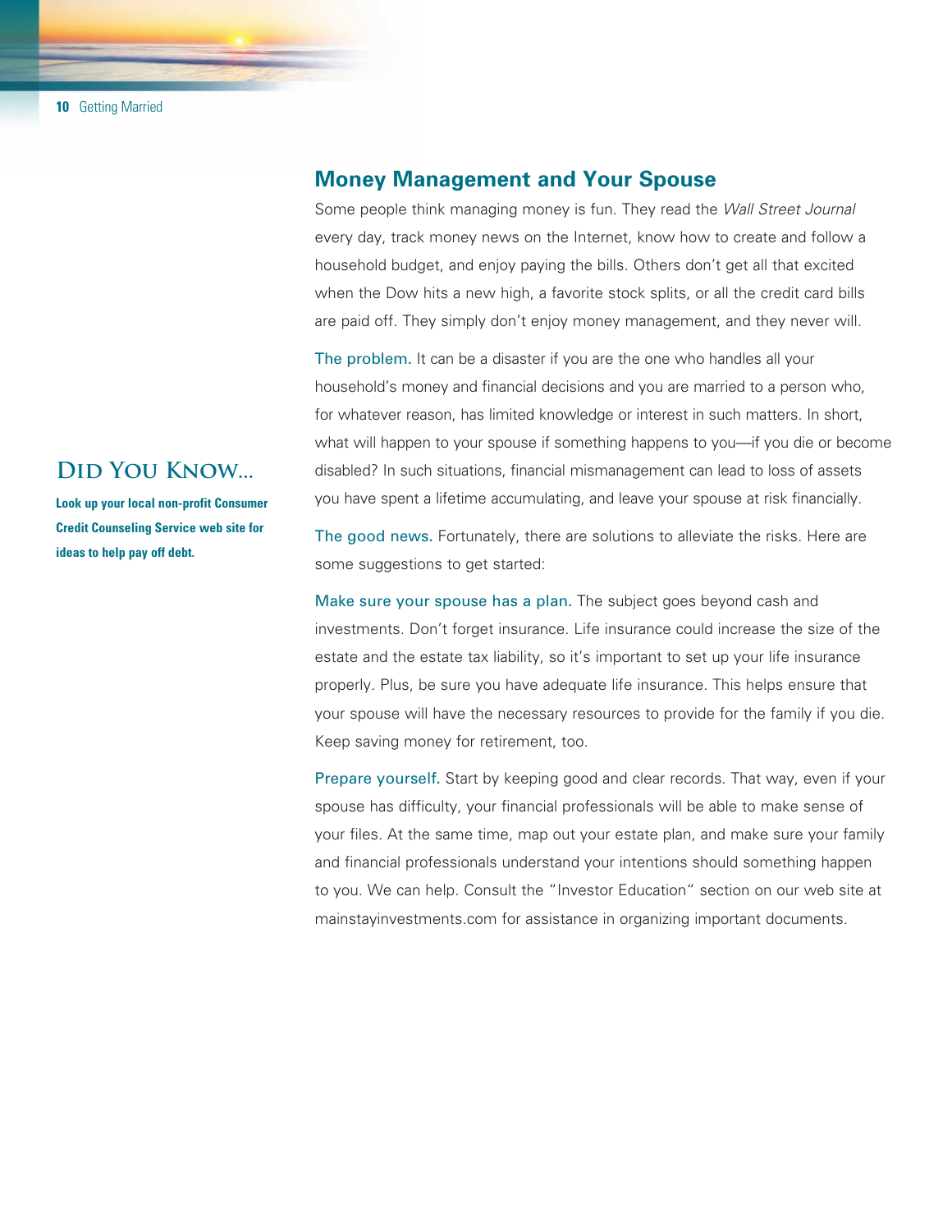## Money Management and Your Spouse

Some people think managing money is fun. They read the *Wall Street Journal* every day, track money news on the Internet, know how to create and follow a household budget, and enjoy paying the bills. Others don't get all that excited when the Dow hits a new high, a favorite stock splits, or all the credit card bills are paid off. They simply don't enjoy money management, and they never will.

The problem. It can be a disaster if you are the one who handles all your household's money and financial decisions and you are married to a person who, for whatever reason, has limited knowledge or interest in such matters. In short, what will happen to your spouse if something happens to you—if you die or become disabled? In such situations, financial mismanagement can lead to loss of assets you have spent a lifetime accumulating, and leave your spouse at risk financially.

The good news. Fortunately, there are solutions to alleviate the risks. Here are some suggestions to get started:

Make sure your spouse has a plan. The subject goes beyond cash and investments. Don't forget insurance. Life insurance could increase the size of the estate and the estate tax liability, so it's important to set up your life insurance properly. Plus, be sure you have adequate life insurance. This helps ensure that your spouse will have the necessary resources to provide for the family if you die. Keep saving money for retirement, too.

Prepare yourself. Start by keeping good and clear records. That way, even if your spouse has difficulty, your financial professionals will be able to make sense of your files. At the same time, map out your estate plan, and make sure your family and financial professionals understand your intentions should something happen to you. We can help. Consult the "Investor Education" section on our web site at mainstayinvestments.com for assistance in organizing important documents.

### Did You Know...

**Look up your local non-profit Consumer Credit Counseling Service web site for ideas to help pay off debt.**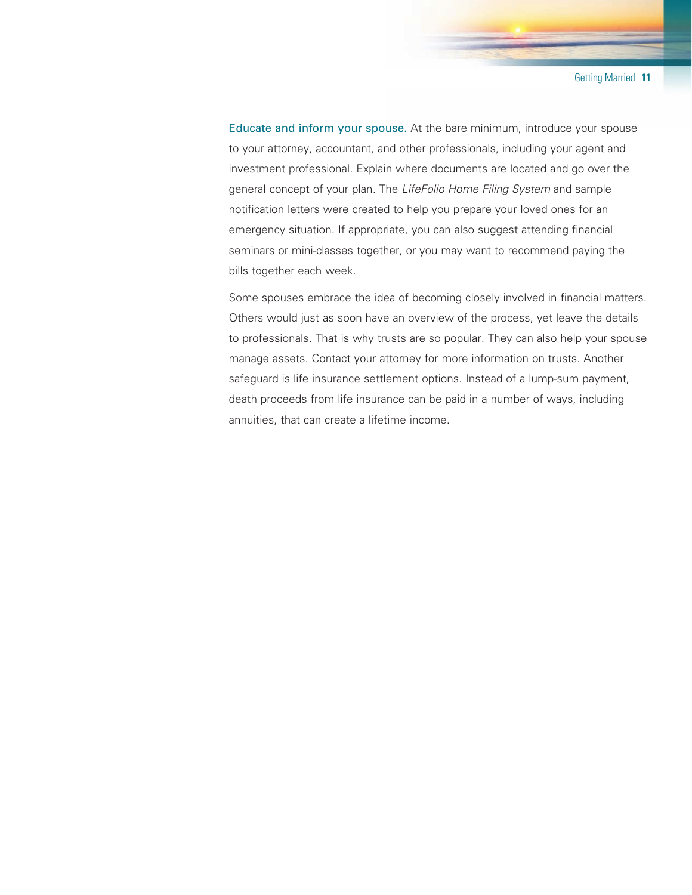**Educate and inform your spouse.** At the bare minimum, introduce your spouse to your attorney, accountant, and other professionals, including your agent and investment professional. Explain where documents are located and go over the general concept of your plan. The *LifeFolio Home Filing System* and sample notification letters were created to help you prepare your loved ones for an emergency situation. If appropriate, you can also suggest attending financial seminars or mini-classes together, or you may want to recommend paying the bills together each week.

Some spouses embrace the idea of becoming closely involved in financial matters. Others would just as soon have an overview of the process, yet leave the details to professionals. That is why trusts are so popular. They can also help your spouse manage assets. Contact your attorney for more information on trusts. Another safeguard is life insurance settlement options. Instead of a lump-sum payment, death proceeds from life insurance can be paid in a number of ways, including annuities, that can create a lifetime income.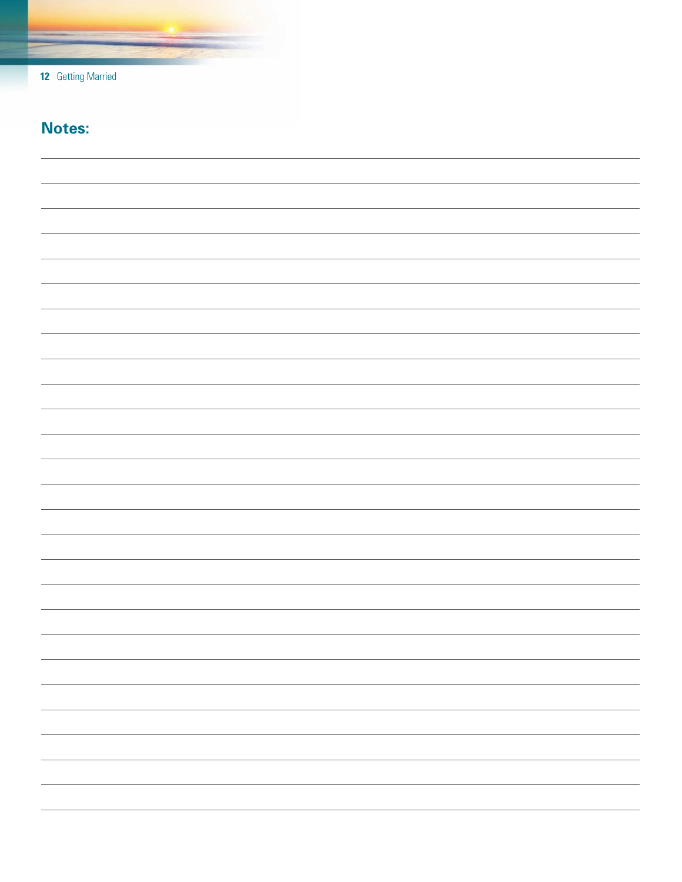## Notes: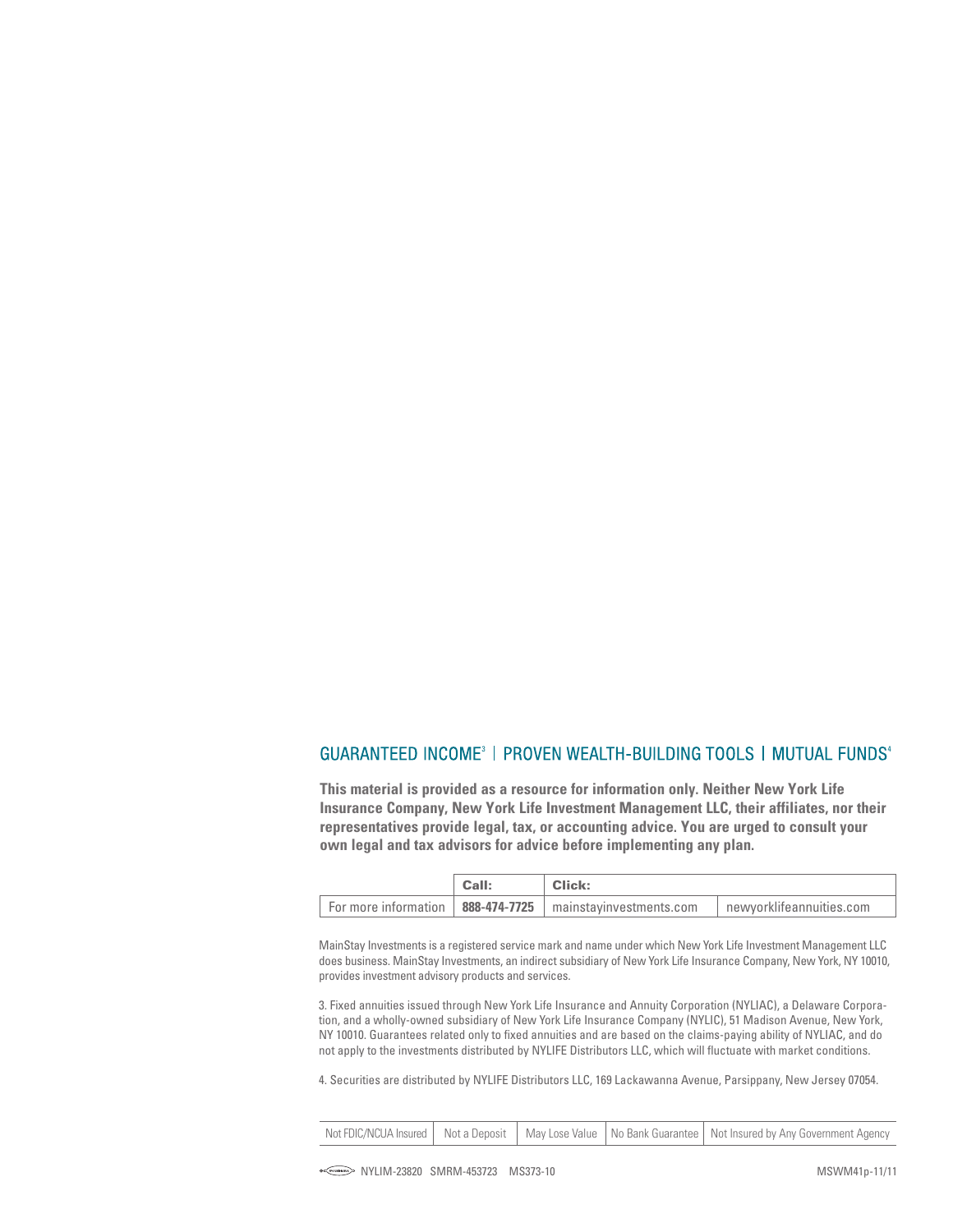GUARANTEED INCOME[3] | PROVEN WEALTH-BUILDING TOOLS | MUTUAL FUNDS[4]

**This material is provided as a resource for information only. Neither New York Life Insurance Company, New York Life Investment Management LLC, their affiliates, nor their representatives provide legal, tax, or accounting advice. You are urged to consult your own legal and tax advisors for advice before implementing any plan.**

| | Call: | Click: | |
|---|---|---|---|
| For more information | **888-474-7725** | mainstayinvestments.com | newyorklifeannuities.com |

MainStay Investments is a registered service mark and name under which New York Life Investment Management LLC does business. MainStay Investments, an indirect subsidiary of New York Life Insurance Company, New York, NY 10010, provides investment advisory products and services.

3. Fixed annuities issued through New York Life Insurance and Annuity Corporation (NYLIAC), a Delaware Corporation, and a wholly-owned subsidiary of New York Life Insurance Company (NYLIC), 51 Madison Avenue, New York, NY 10010. Guarantees related only to fixed annuities and are based on the claims-paying ability of NYLIAC, and do not apply to the investments distributed by NYLIFE Distributors LLC, which will fluctuate with market conditions.

4. Securities are distributed by NYLIFE Distributors LLC, 169 Lackawanna Avenue, Parsippany, New Jersey 07054.

| | | | | |
|---|---|---|---|---|
| Not FDIC/NCUA Insured | Not a Deposit | May Lose Value | No Bank Guarantee | Not Insured by Any Government Agency |

NYLIM-23820 SMRM-453723 MS373-10

MSWM41p-11/11